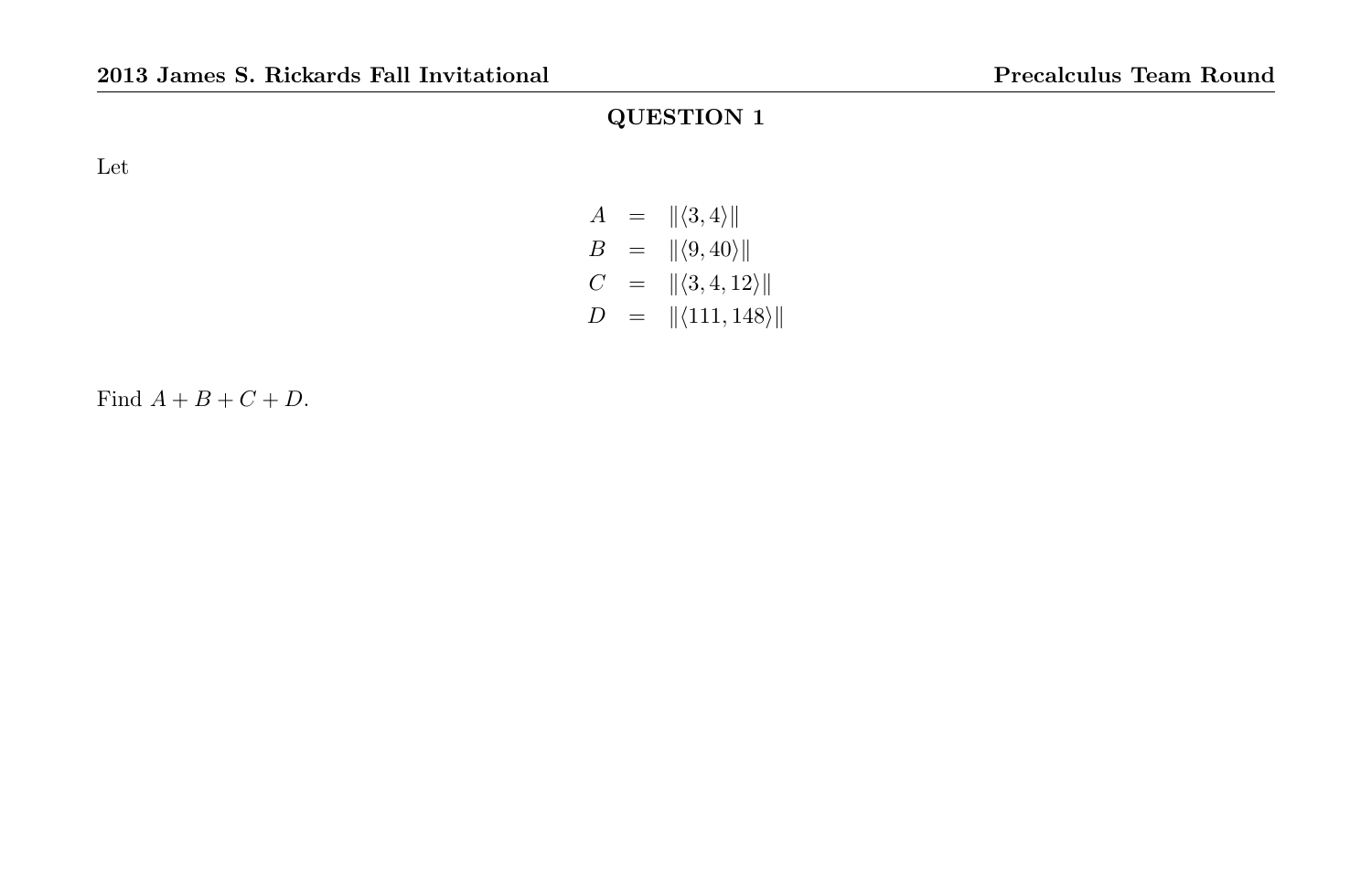## QUESTION 1

Let

$$
\begin{aligned}
A &= \|\langle 3, 4\rangle\| \\
B &= \|\langle 9, 40\rangle\| \\
C &= \|\langle 3, 4, 12\rangle\| \\
D &= \|\langle 111, 148\rangle\|
\end{aligned}
$$

Find $A + B + C + D$.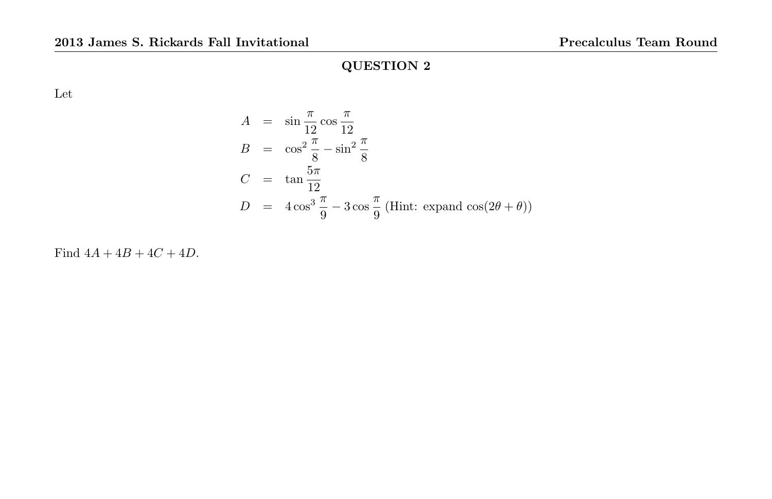## QUESTION 2

Let

$$
\begin{aligned}
A &= \sin\frac{\pi}{12}\cos\frac{\pi}{12} \\
B &= \cos^2\frac{\pi}{8} - \sin^2\frac{\pi}{8} \\
C &= \tan\frac{5\pi}{12} \\
D &= 4\cos^3\frac{\pi}{9} - 3\cos\frac{\pi}{9} \text{ (Hint: expand } \cos(2\theta+\theta))
\end{aligned}
$$

Find $4A + 4B + 4C + 4D$.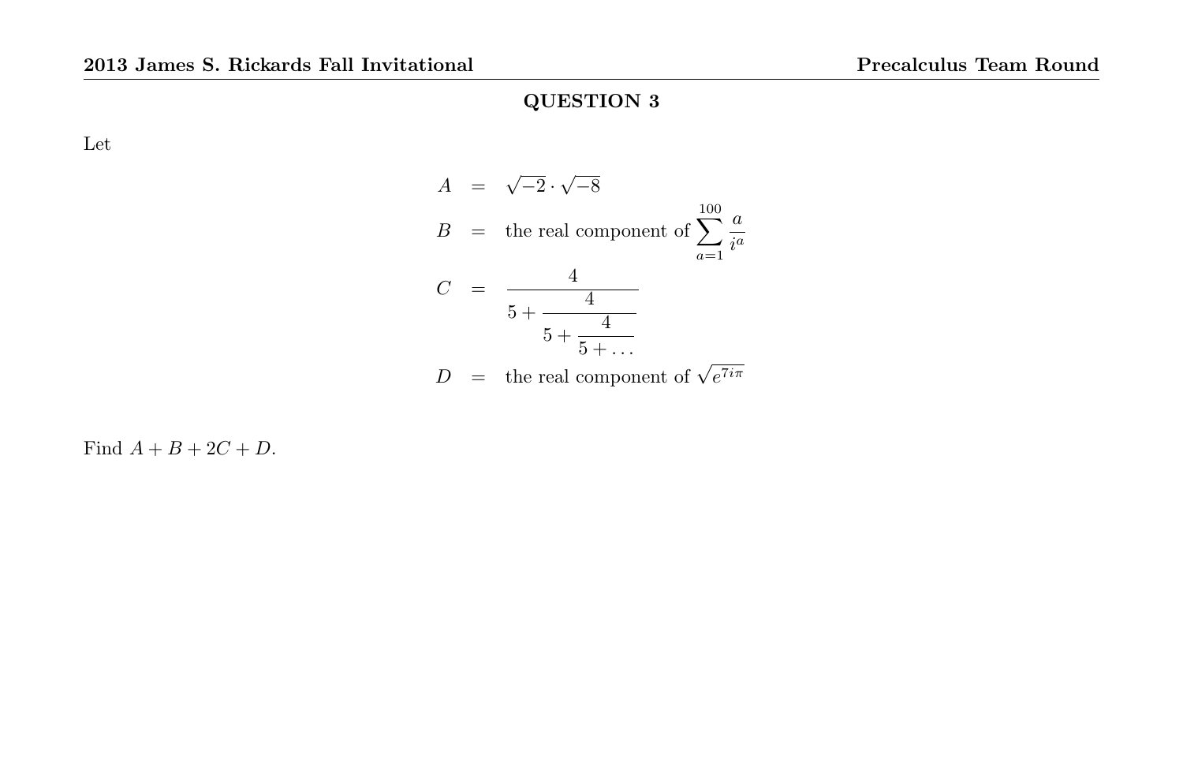## QUESTION 3

Let

$$
\begin{aligned}
A &= \sqrt{-2} \cdot \sqrt{-8} \\
B &= \text{the real component of } \sum_{a=1}^{100} \frac{a}{i^a} \\
C &= \cfrac{4}{5 + \cfrac{4}{5 + \cfrac{4}{5 + \dots}}} \\
D &= \text{the real component of } \sqrt{e^{7i\pi}}
\end{aligned}
$$

Find $A + B + 2C + D$.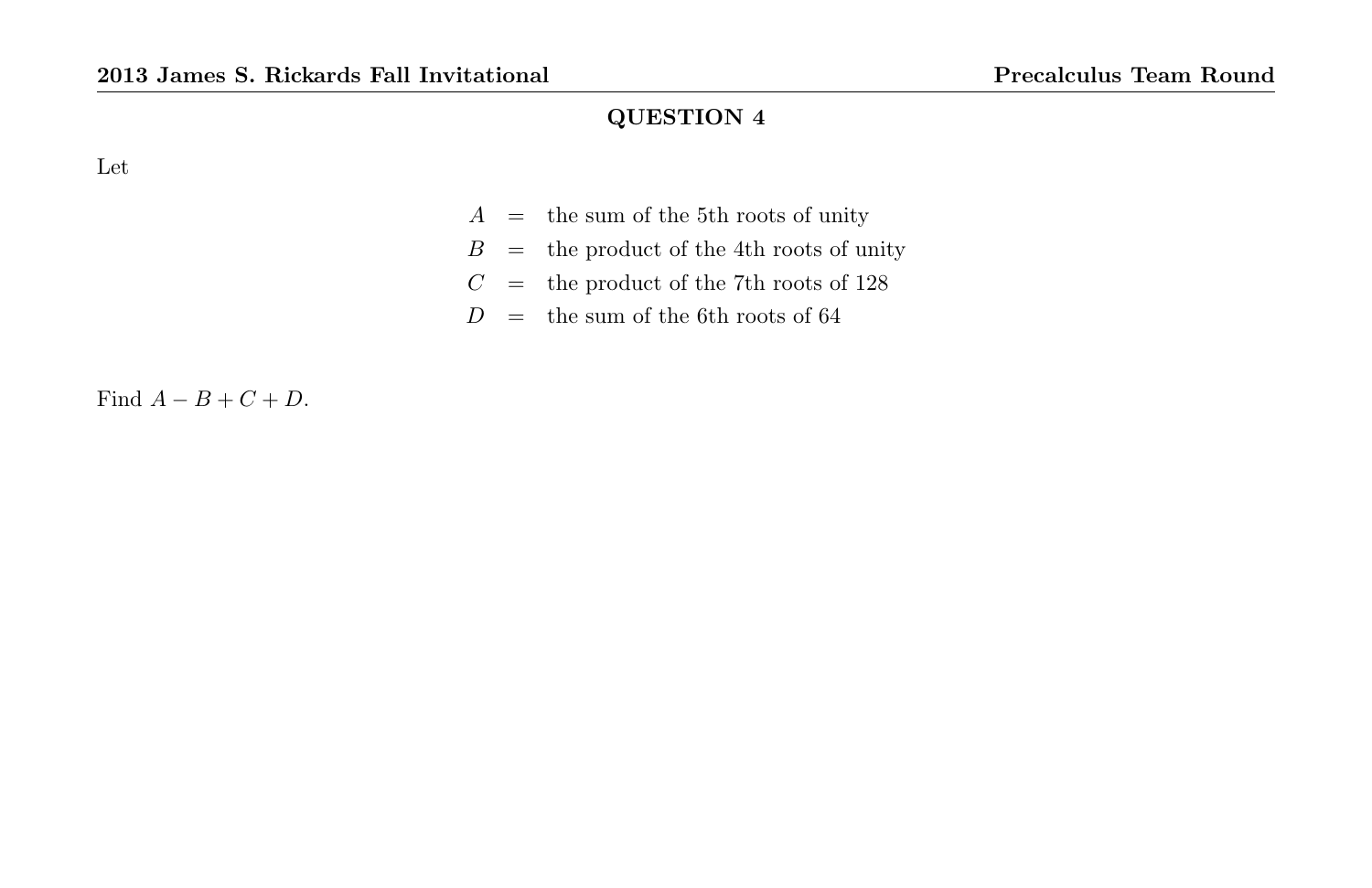## QUESTION 4

Let

$$
\begin{aligned}
A &= \text{the sum of the 5th roots of unity} \\
B &= \text{the product of the 4th roots of unity} \\
C &= \text{the product of the 7th roots of 128} \\
D &= \text{the sum of the 6th roots of 64}
\end{aligned}
$$

Find $A - B + C + D$.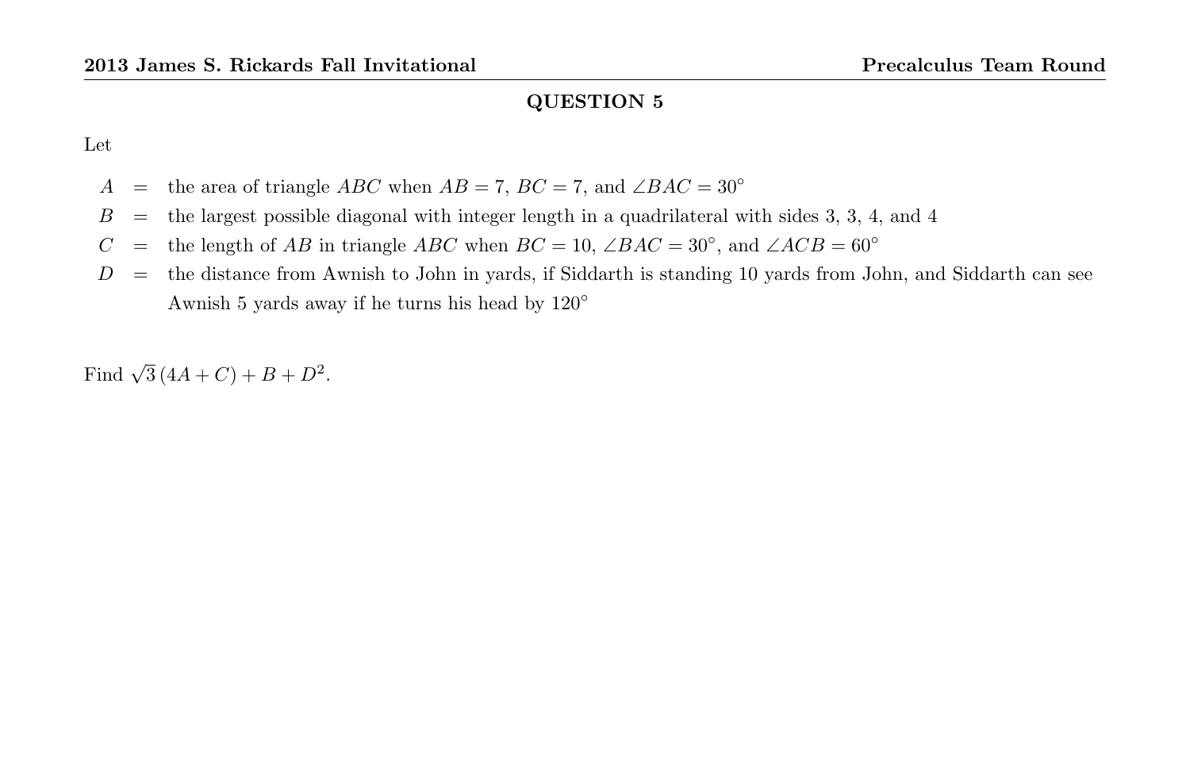## QUESTION 5

Let

$A$ = the area of triangle $ABC$ when $AB = 7$, $BC = 7$, and $\angle BAC = 30^\circ$

$B$ = the largest possible diagonal with integer length in a quadrilateral with sides 3, 3, 4, and 4

$C$ = the length of $AB$ in triangle $ABC$ when $BC = 10$, $\angle BAC = 30^\circ$, and $\angle ACB = 60^\circ$

$D$ = the distance from Awnish to John in yards, if Siddarth is standing 10 yards from John, and Siddarth can see Awnish 5 yards away if he turns his head by $120^\circ$

Find $\sqrt{3}\,(4A + C) + B + D^2$.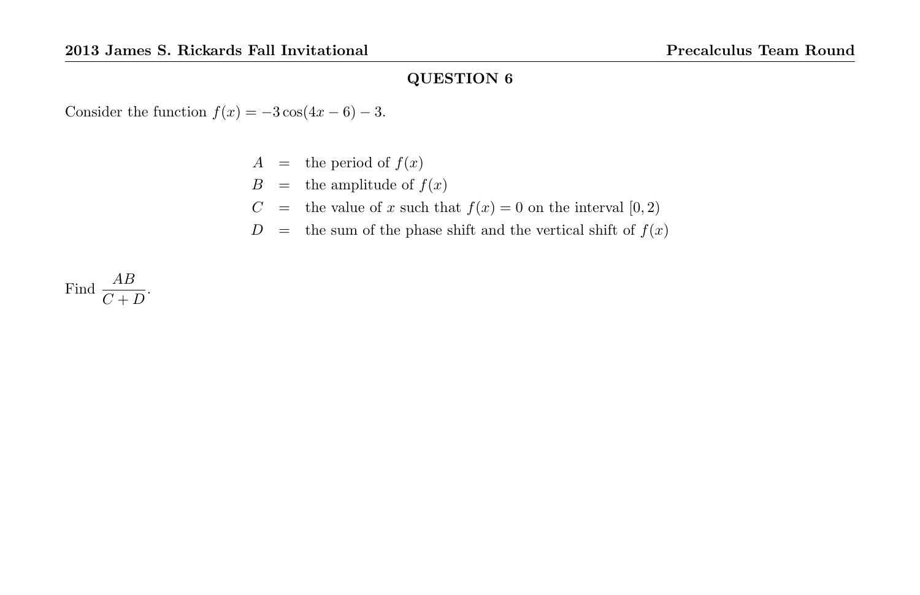## QUESTION 6

Consider the function $f(x) = -3\cos(4x - 6) - 3$.

$$
\begin{aligned}
A &= \text{the period of } f(x) \\
B &= \text{the amplitude of } f(x) \\
C &= \text{the value of } x \text{ such that } f(x) = 0 \text{ on the interval } [0, 2) \\
D &= \text{the sum of the phase shift and the vertical shift of } f(x)
\end{aligned}
$$

Find $\dfrac{AB}{C + D}$.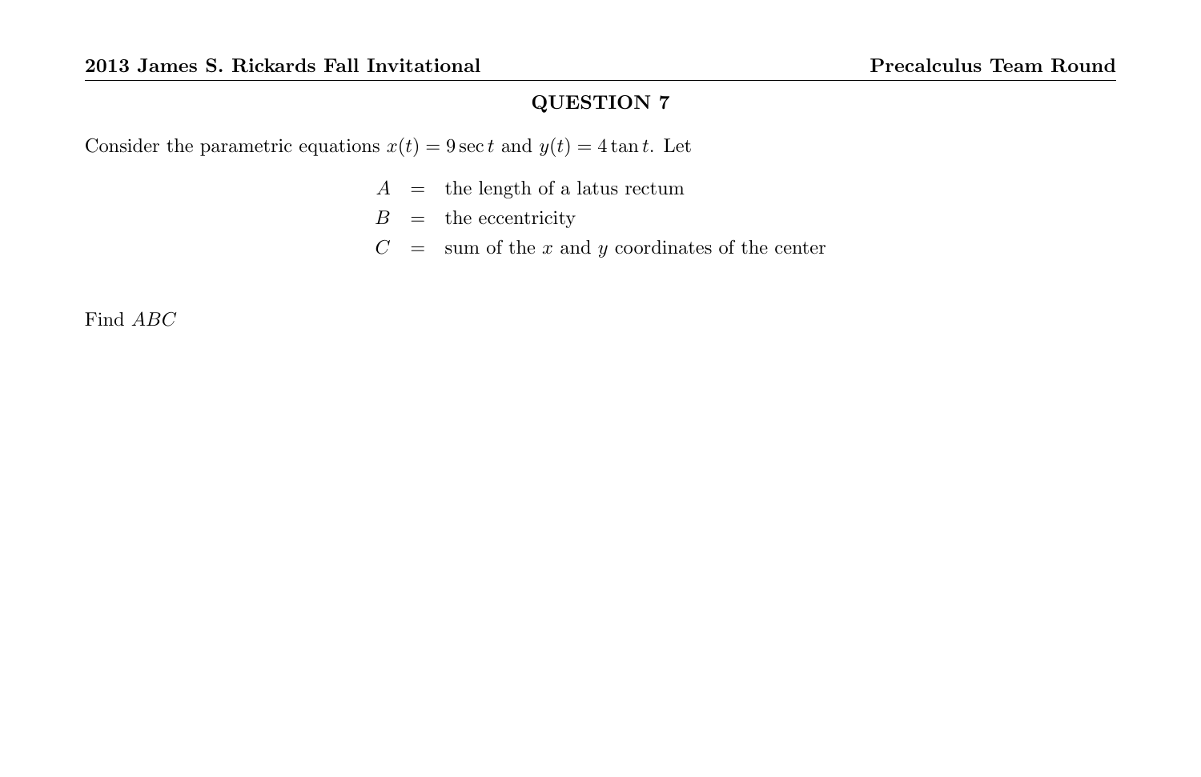## QUESTION 7

Consider the parametric equations $x(t) = 9 \sec t$ and $y(t) = 4 \tan t$. Let

$$
\begin{aligned}
A &= \text{the length of a latus rectum} \\
B &= \text{the eccentricity} \\
C &= \text{sum of the } x \text{ and } y \text{ coordinates of the center}
\end{aligned}
$$

Find $ABC$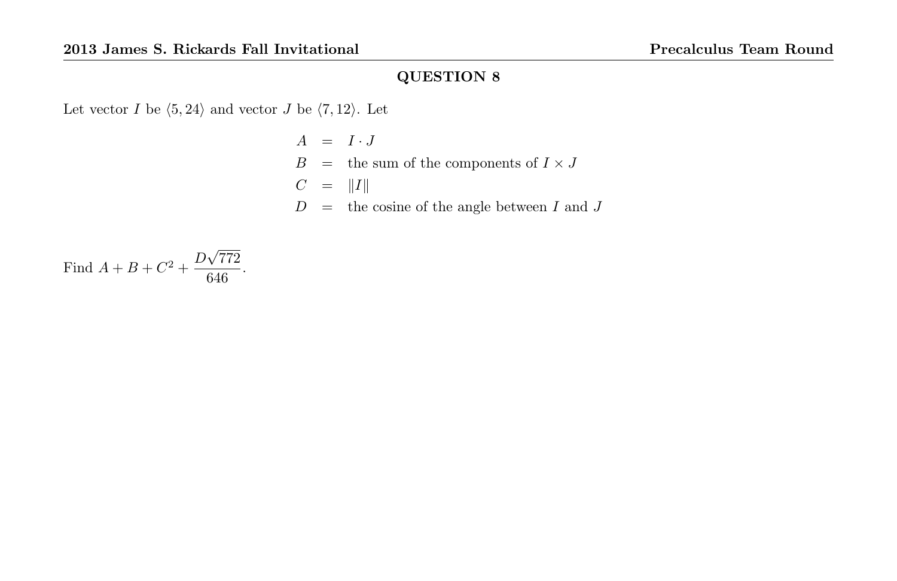## QUESTION 8

Let vector $I$ be $\langle 5, 24 \rangle$ and vector $J$ be $\langle 7, 12 \rangle$. Let

$$
\begin{aligned}
A &= I \cdot J \\
B &= \text{the sum of the components of } I \times J \\
C &= \|I\| \\
D &= \text{the cosine of the angle between } I \text{ and } J
\end{aligned}
$$

Find $A + B + C^2 + \dfrac{D\sqrt{772}}{646}$.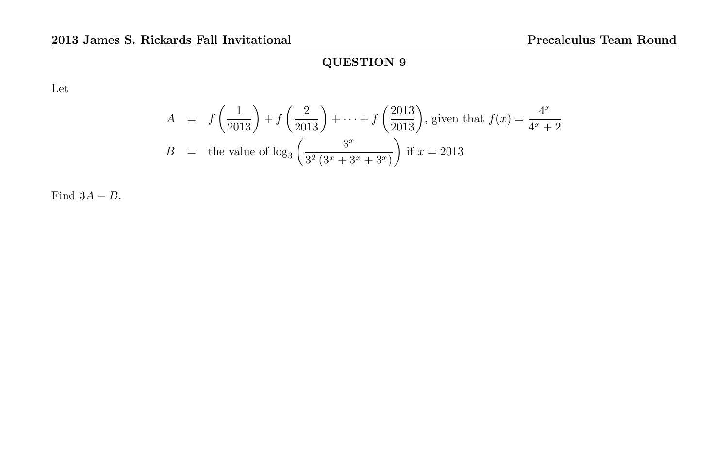## QUESTION 9

Let

$$
\begin{aligned}
A &= f\left(\frac{1}{2013}\right) + f\left(\frac{2}{2013}\right) + \cdots + f\left(\frac{2013}{2013}\right), \text{ given that } f(x) = \frac{4^x}{4^x + 2} \\
B &= \text{the value of } \log_3\left(\frac{3^x}{3^2\left(3^x + 3^x + 3^x\right)}\right) \text{ if } x = 2013
\end{aligned}
$$

Find $3A - B$.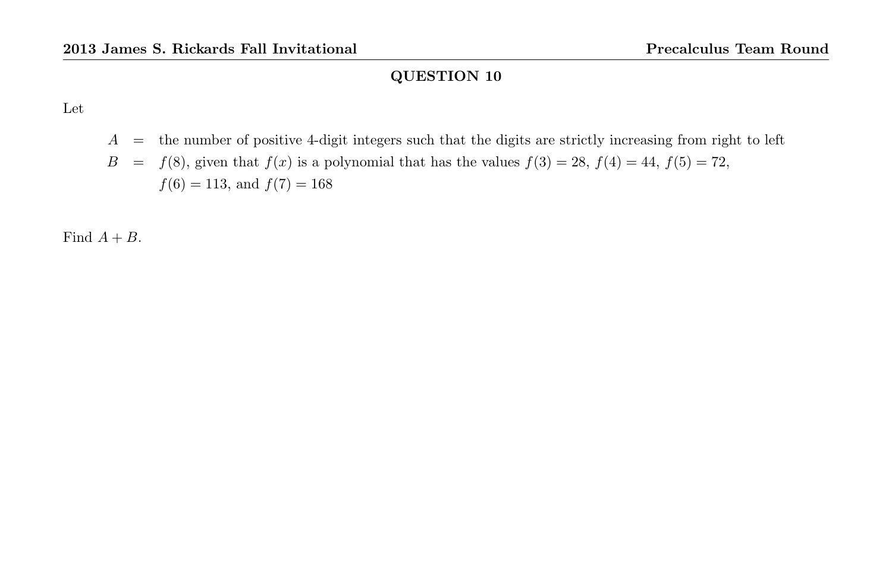## QUESTION 10

Let

$A$ = the number of positive 4-digit integers such that the digits are strictly increasing from right to left

$B$ = $f(8)$, given that $f(x)$ is a polynomial that has the values $f(3) = 28$, $f(4) = 44$, $f(5) = 72$, $f(6) = 113$, and $f(7) = 168$

Find $A + B$.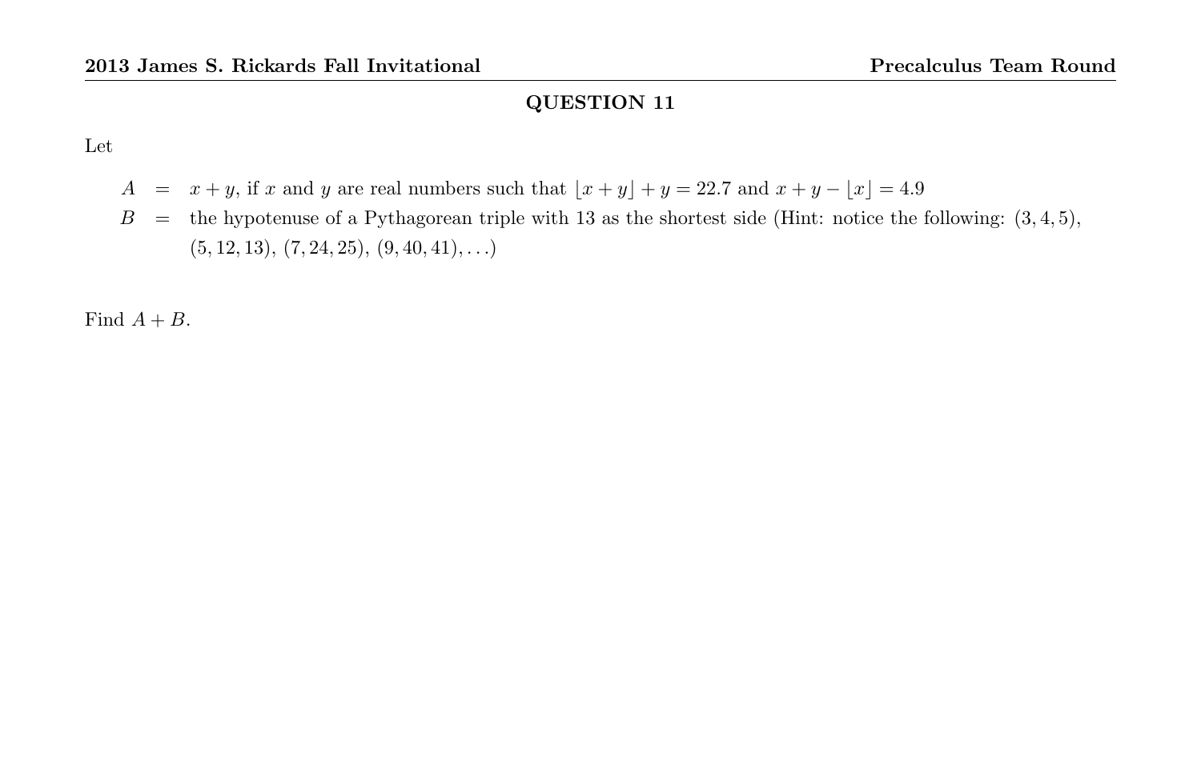## QUESTION 11

Let

$A$ = $x + y$, if $x$ and $y$ are real numbers such that $\lfloor x + y \rfloor + y = 22.7$ and $x + y - \lfloor x \rfloor = 4.9$

$B$ = the hypotenuse of a Pythagorean triple with 13 as the shortest side (Hint: notice the following: $(3, 4, 5)$, $(5, 12, 13)$, $(7, 24, 25)$, $(9, 40, 41)$, $\ldots$)

Find $A + B$.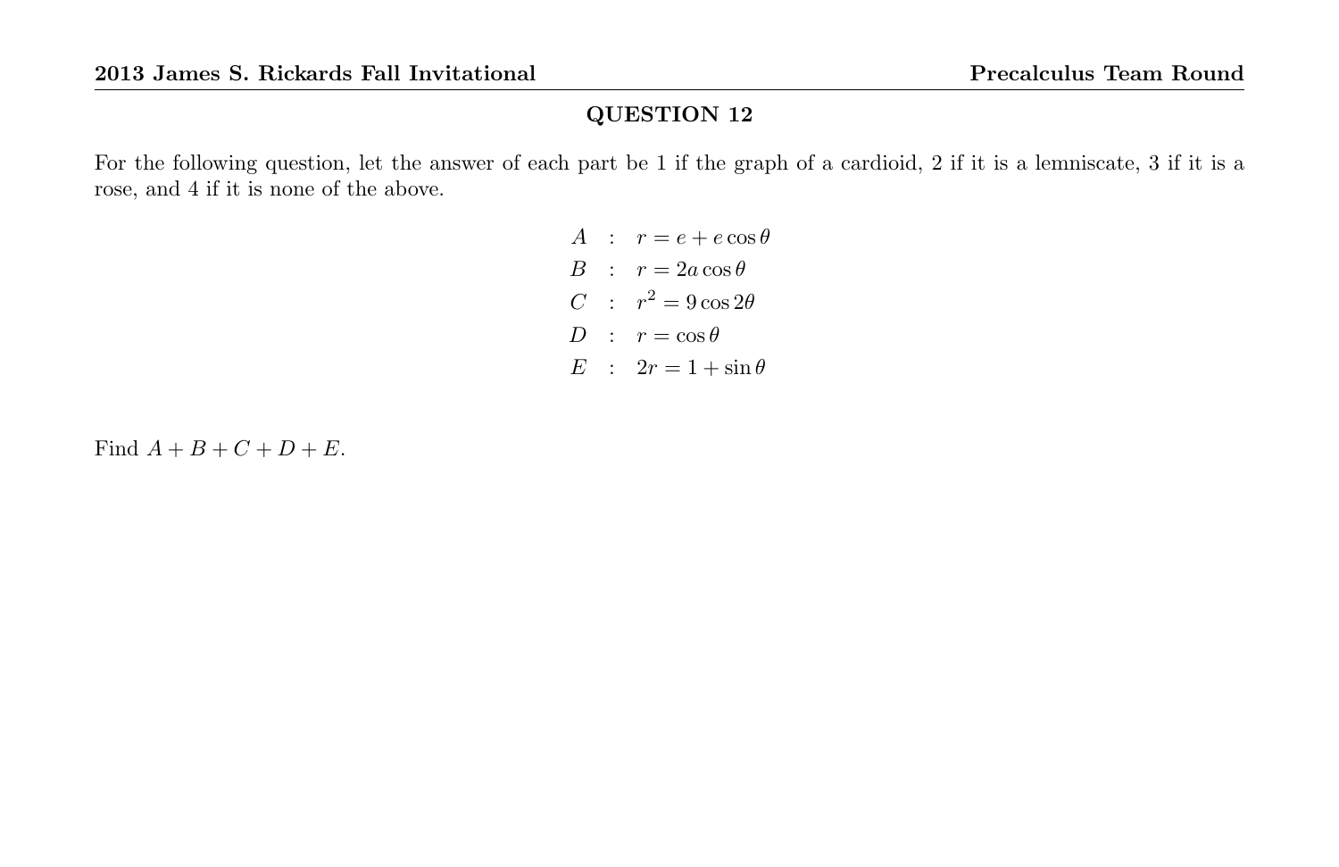## QUESTION 12

For the following question, let the answer of each part be 1 if the graph of a cardioid, 2 if it is a lemniscate, 3 if it is a rose, and 4 if it is none of the above.

$$A \;:\; r = e + e\cos\theta$$
$$B \;:\; r = 2a\cos\theta$$
$$C \;:\; r^2 = 9\cos 2\theta$$
$$D \;:\; r = \cos\theta$$
$$E \;:\; 2r = 1 + \sin\theta$$

Find $A + B + C + D + E$.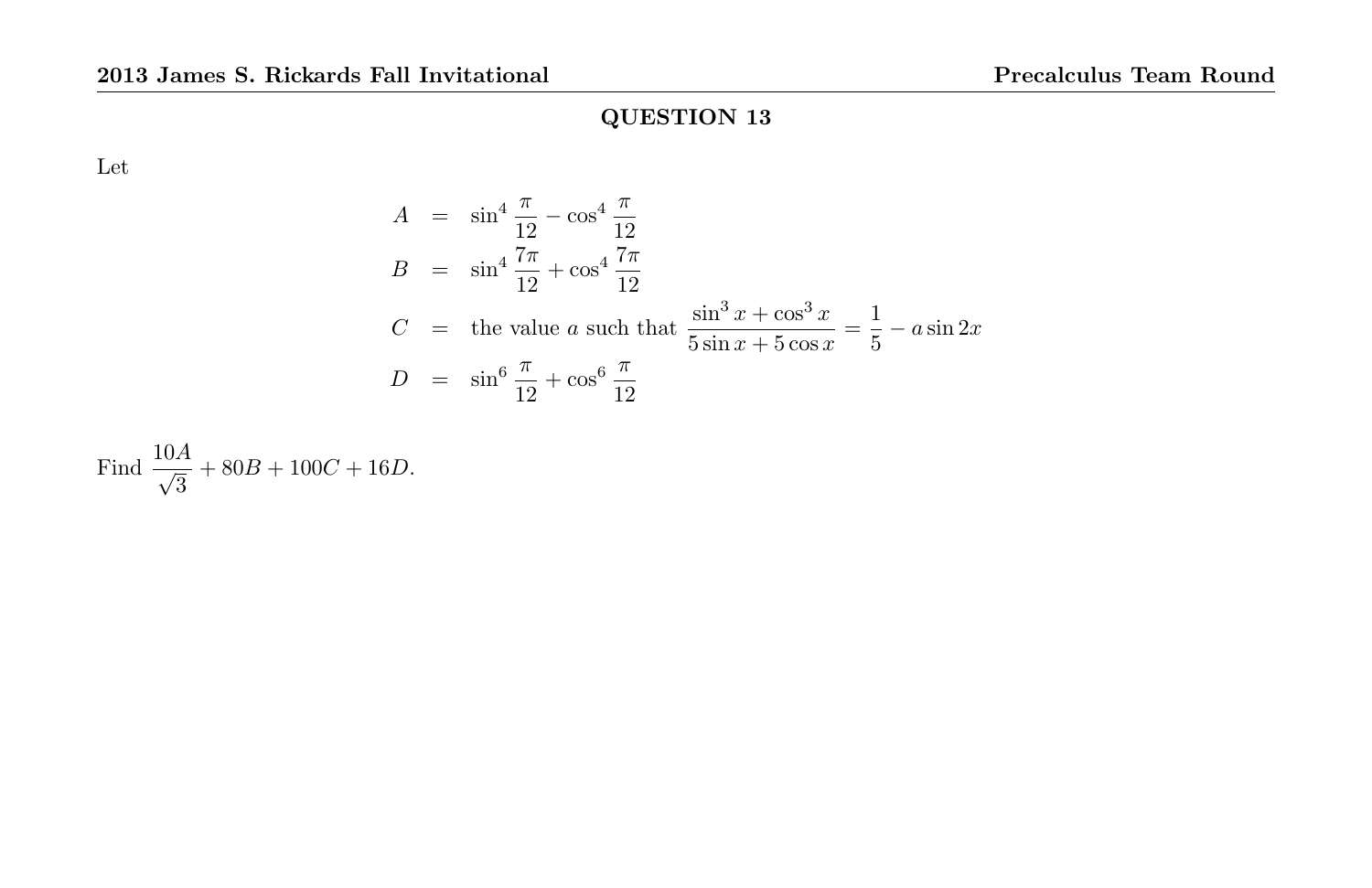## QUESTION 13

Let

$$
\begin{aligned}
A &= \sin^4 \frac{\pi}{12} - \cos^4 \frac{\pi}{12} \\
B &= \sin^4 \frac{7\pi}{12} + \cos^4 \frac{7\pi}{12} \\
C &= \text{the value } a \text{ such that } \frac{\sin^3 x + \cos^3 x}{5 \sin x + 5 \cos x} = \frac{1}{5} - a \sin 2x \\
D &= \sin^6 \frac{\pi}{12} + \cos^6 \frac{\pi}{12}
\end{aligned}
$$

Find $\dfrac{10A}{\sqrt{3}} + 80B + 100C + 16D$.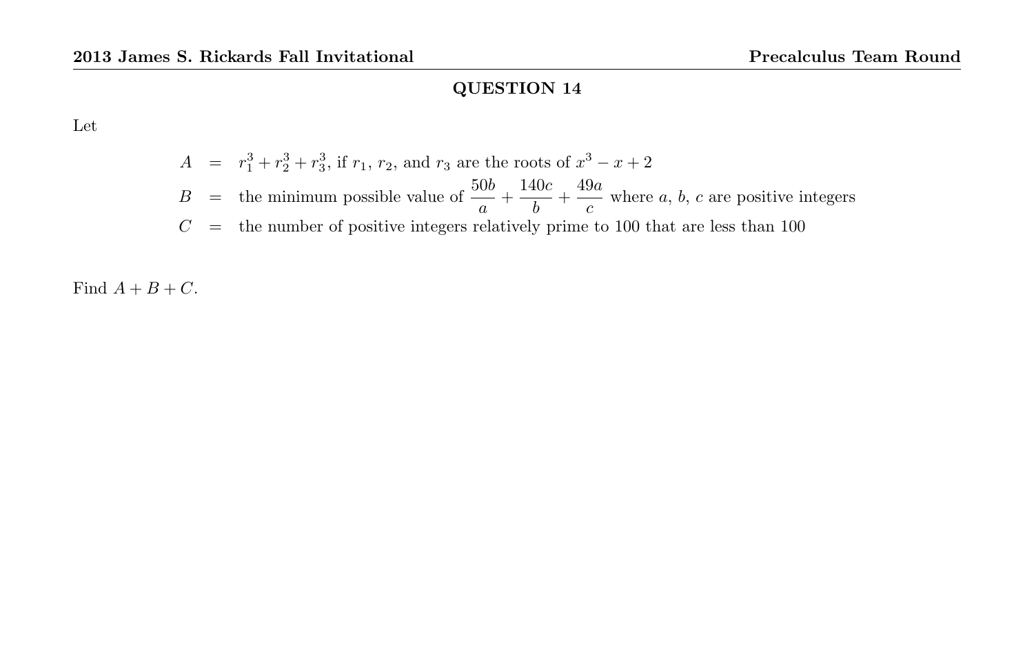## QUESTION 14

Let

$$
\begin{aligned}
A &= r_1^3 + r_2^3 + r_3^3, \text{ if } r_1,\ r_2, \text{ and } r_3 \text{ are the roots of } x^3 - x + 2 \\
B &= \text{the minimum possible value of } \frac{50b}{a} + \frac{140c}{b} + \frac{49a}{c} \text{ where } a,\ b,\ c \text{ are positive integers} \\
C &= \text{the number of positive integers relatively prime to 100 that are less than 100}
\end{aligned}
$$

Find $A + B + C$.